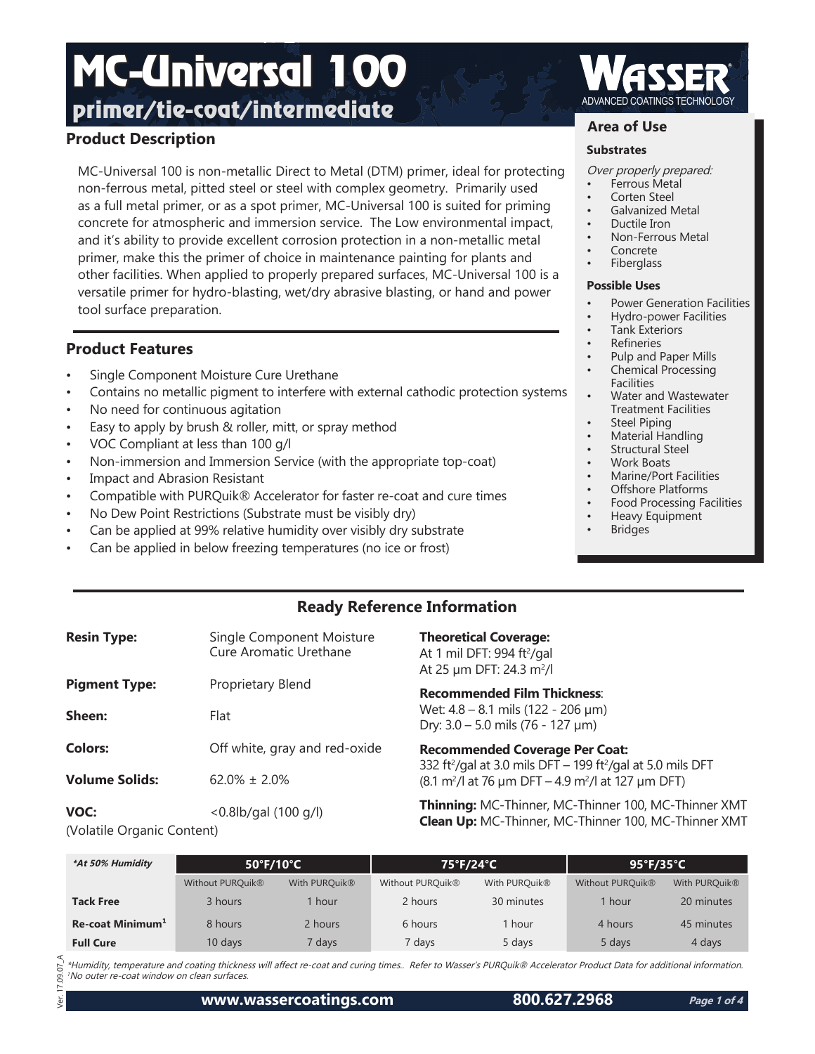# MC-Universal 100

## primer/tie-coat/intermediate

WASSER® ADVANCED COATINGS TECHNOLOGY

## Product Description

MC-Universal 100 is non-metallic Direct to Metal (DTM) primer, ideal for protecting non-ferrous metal, pitted steel or steel with complex geometry. Primarily used as a full metal primer, or as a spot primer, MC-Universal 100 is suited for priming concrete for atmospheric and immersion service. The Low environmental impact, and it's ability to provide excellent corrosion protection in a non-metallic metal primer, make this the primer of choice in maintenance painting for plants and other facilities. When applied to properly prepared surfaces, MC-Universal 100 is a versatile primer for hydro-blasting, wet/dry abrasive blasting, or hand and power tool surface preparation.

## Product Features

- Single Component Moisture Cure Urethane
- Contains no metallic pigment to interfere with external cathodic protection systems
- No need for continuous agitation
- Easy to apply by brush & roller, mitt, or spray method
- VOC Compliant at less than 100 g/l
- Non-immersion and Immersion Service (with the appropriate top-coat)
- Impact and Abrasion Resistant
- Compatible with PURQuik® Accelerator for faster re-coat and cure times
- No Dew Point Restrictions (Substrate must be visibly dry)
- Can be applied at 99% relative humidity over visibly dry substrate
- Can be applied in below freezing temperatures (no ice or frost)

## Area of Use

### Substrates

*Over properly prepared:*

- Ferrous Metal
- Corten Steel
- Galvanized Metal
- Ductile Iron
- Non-Ferrous Metal
- Concrete
- Fiberglass

### Possible Uses

- Power Generation Facilities
- Hydro-power Facilities
- Tank Exteriors
- Refineries
- Pulp and Paper Mills
- Chemical Processing Facilities
- Water and Wastewater Treatment Facilities
- Steel Piping
- Material Handling
- Structural Steel
- Work Boats
- Marine/Port Facilities
- Offshore Platforms
- Food Processing Facilities
- Heavy Equipment
- Bridges

## Ready Reference Information

**Resin Type:** Single Component Moisture Cure Aromatic Urethane

**Pigment Type:** Proprietary Blend

**Sheen:** Flat

**Colors:** Off white, gray and red-oxide

**Volume Solids:** 62.0% ± 2.0%

**VOC:** (Volatile Organic Content) <0.8lb/gal (100 g/l)

**Theoretical Coverage:**
At 1 mil DFT: 994 ft²/gal
At 25 µm DFT: 24.3 m²/l

**Recommended Film Thickness**:
Wet: 4.8 – 8.1 mils (122 - 206 µm)
Dry: 3.0 – 5.0 mils (76 - 127 µm)

**Recommended Coverage Per Coat:**
332 ft²/gal at 3.0 mils DFT – 199 ft²/gal at 5.0 mils DFT
(8.1 m²/l at 76 µm DFT – 4.9 m²/l at 127 µm DFT)

**Thinning:** MC-Thinner, MC-Thinner 100, MC-Thinner XMT
**Clean Up:** MC-Thinner, MC-Thinner 100, MC-Thinner XMT

| *\*At 50% Humidity* | 50°F/10°C | | 75°F/24°C | | 95°F/35°C | |
|---|---|---|---|---|---|---|
| | Without PURQuik® | With PURQuik® | Without PURQuik® | With PURQuik® | Without PURQuik® | With PURQuik® |
| **Tack Free** | 3 hours | 1 hour | 2 hours | 30 minutes | 1 hour | 20 minutes |
| **Re-coat Minimum[1]** | 8 hours | 2 hours | 6 hours | 1 hour | 4 hours | 45 minutes |
| **Full Cure** | 10 days | 7 days | 7 days | 5 days | 5 days | 4 days |

*\*Humidity, temperature and coating thickness will affect re-coat and curing times.. Refer to Wasser's PURQuik® Accelerator Product Data for additional information.*
*[1]No outer re-coat window on clean surfaces.*

Ver. 17.09.07_A

www.wassercoatings.com 800.627.2968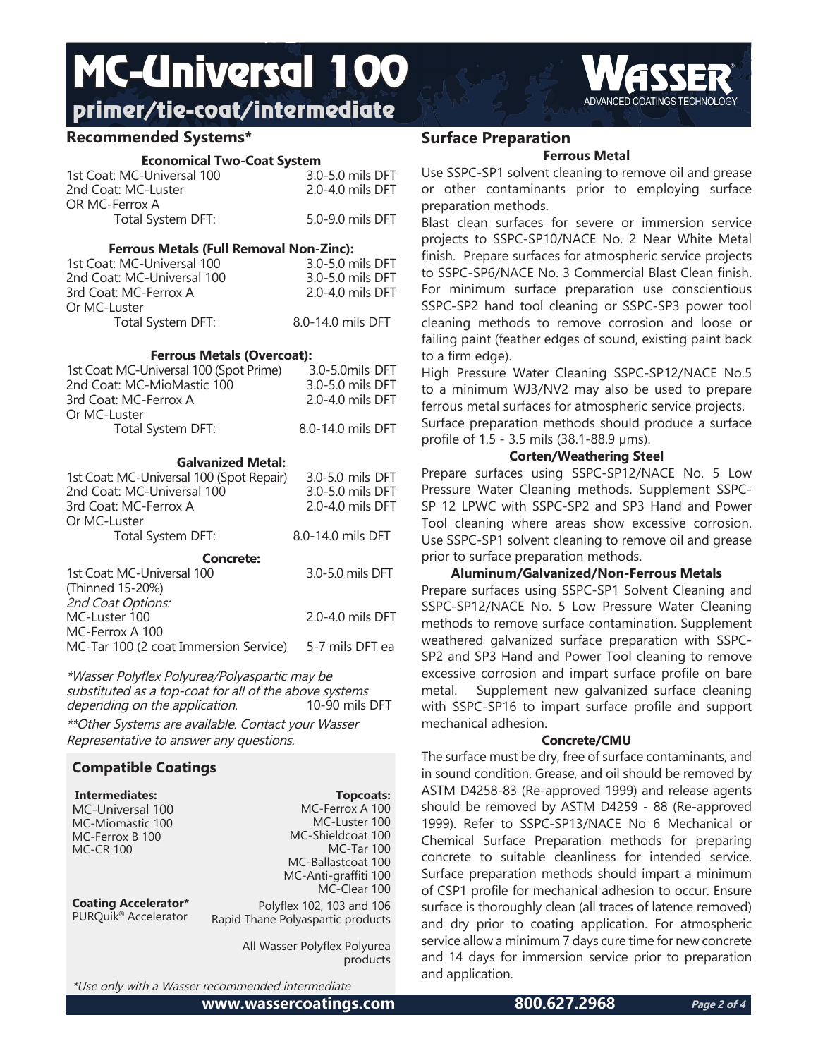# MC-Universal 100

## primer/tie-coat/intermediate

## Recommended Systems*

### Economical Two-Coat System

| | |
|---|---|
| 1st Coat: MC-Universal 100 | 3.0-5.0 mils DFT |
| 2nd Coat: MC-Luster | 2.0-4.0 mils DFT |
| OR MC-Ferrox A | |
| Total System DFT: | 5.0-9.0 mils DFT |

### Ferrous Metals (Full Removal Non-Zinc):

| | |
|---|---|
| 1st Coat: MC-Universal 100 | 3.0-5.0 mils DFT |
| 2nd Coat: MC-Universal 100 | 3.0-5.0 mils DFT |
| 3rd Coat: MC-Ferrox A | 2.0-4.0 mils DFT |
| Or MC-Luster | |
| Total System DFT: | 8.0-14.0 mils DFT |

### Ferrous Metals (Overcoat):

| | |
|---|---|
| 1st Coat: MC-Universal 100 (Spot Prime) | 3.0-5.0mils DFT |
| 2nd Coat: MC-MioMastic 100 | 3.0-5.0 mils DFT |
| 3rd Coat: MC-Ferrox A | 2.0-4.0 mils DFT |
| Or MC-Luster | |
| Total System DFT: | 8.0-14.0 mils DFT |

### Galvanized Metal:

| | |
|---|---|
| 1st Coat: MC-Universal 100 (Spot Repair) | 3.0-5.0 mils DFT |
| 2nd Coat: MC-Universal 100 | 3.0-5.0 mils DFT |
| 3rd Coat: MC-Ferrox A | 2.0-4.0 mils DFT |
| Or MC-Luster | |
| Total System DFT: | 8.0-14.0 mils DFT |

### Concrete:

| | |
|---|---|
| 1st Coat: MC-Universal 100 (Thinned 15-20%) | 3.0-5.0 mils DFT |
| *2nd Coat Options:* | |
| MC-Luster 100 | 2.0-4.0 mils DFT |
| MC-Ferrox A 100 | |
| MC-Tar 100 (2 coat Immersion Service) | 5-7 mils DFT ea |

*\*Wasser Polyflex Polyurea/Polyaspartic may be substituted as a top-coat for all of the above systems depending on the application.* 10-90 mils DFT

*\*\*Other Systems are available. Contact your Wasser Representative to answer any questions.*

## Compatible Coatings

**Intermediates:**
- MC-Universal 100
- MC-Miomastic 100
- MC-Ferrox B 100
- MC-CR 100

**Topcoats:**
- MC-Ferrox A 100
- MC-Luster 100
- MC-Shieldcoat 100
- MC-Tar 100
- MC-Ballastcoat 100
- MC-Anti-graffiti 100
- MC-Clear 100
- Polyflex 102, 103 and 106
- Rapid Thane Polyaspartic products
- All Wasser Polyflex Polyurea products

**Coating Accelerator\***
PURQuik® Accelerator

*\*Use only with a Wasser recommended intermediate*

## Surface Preparation

### Ferrous Metal

Use SSPC-SP1 solvent cleaning to remove oil and grease or other contaminants prior to employing surface preparation methods.

Blast clean surfaces for severe or immersion service projects to SSPC-SP10/NACE No. 2 Near White Metal finish. Prepare surfaces for atmospheric service projects to SSPC-SP6/NACE No. 3 Commercial Blast Clean finish. For minimum surface preparation use conscientious SSPC-SP2 hand tool cleaning or SSPC-SP3 power tool cleaning methods to remove corrosion and loose or failing paint (feather edges of sound, existing paint back to a firm edge).

High Pressure Water Cleaning SSPC-SP12/NACE No.5 to a minimum WJ3/NV2 may also be used to prepare ferrous metal surfaces for atmospheric service projects.

Surface preparation methods should produce a surface profile of 1.5 - 3.5 mils (38.1-88.9 μms).

### Corten/Weathering Steel

Prepare surfaces using SSPC-SP12/NACE No. 5 Low Pressure Water Cleaning methods. Supplement SSPC-SP 12 LPWC with SSPC-SP2 and SP3 Hand and Power Tool cleaning where areas show excessive corrosion. Use SSPC-SP1 solvent cleaning to remove oil and grease prior to surface preparation methods.

### Aluminum/Galvanized/Non-Ferrous Metals

Prepare surfaces using SSPC-SP1 Solvent Cleaning and SSPC-SP12/NACE No. 5 Low Pressure Water Cleaning methods to remove surface contamination. Supplement weathered galvanized surface preparation with SSPC-SP2 and SP3 Hand and Power Tool cleaning to remove excessive corrosion and impart surface profile on bare metal. Supplement new galvanized surface cleaning with SSPC-SP16 to impart surface profile and support mechanical adhesion.

### Concrete/CMU

The surface must be dry, free of surface contaminants, and in sound condition. Grease, and oil should be removed by ASTM D4258-83 (Re-approved 1999) and release agents should be removed by ASTM D4259 - 88 (Re-approved 1999). Refer to SSPC-SP13/NACE No 6 Mechanical or Chemical Surface Preparation methods for preparing concrete to suitable cleanliness for intended service. Surface preparation methods should impart a minimum of CSP1 profile for mechanical adhesion to occur. Ensure surface is thoroughly clean (all traces of latence removed) and dry prior to coating application. For atmospheric service allow a minimum 7 days cure time for new concrete and 14 days for immersion service prior to preparation and application.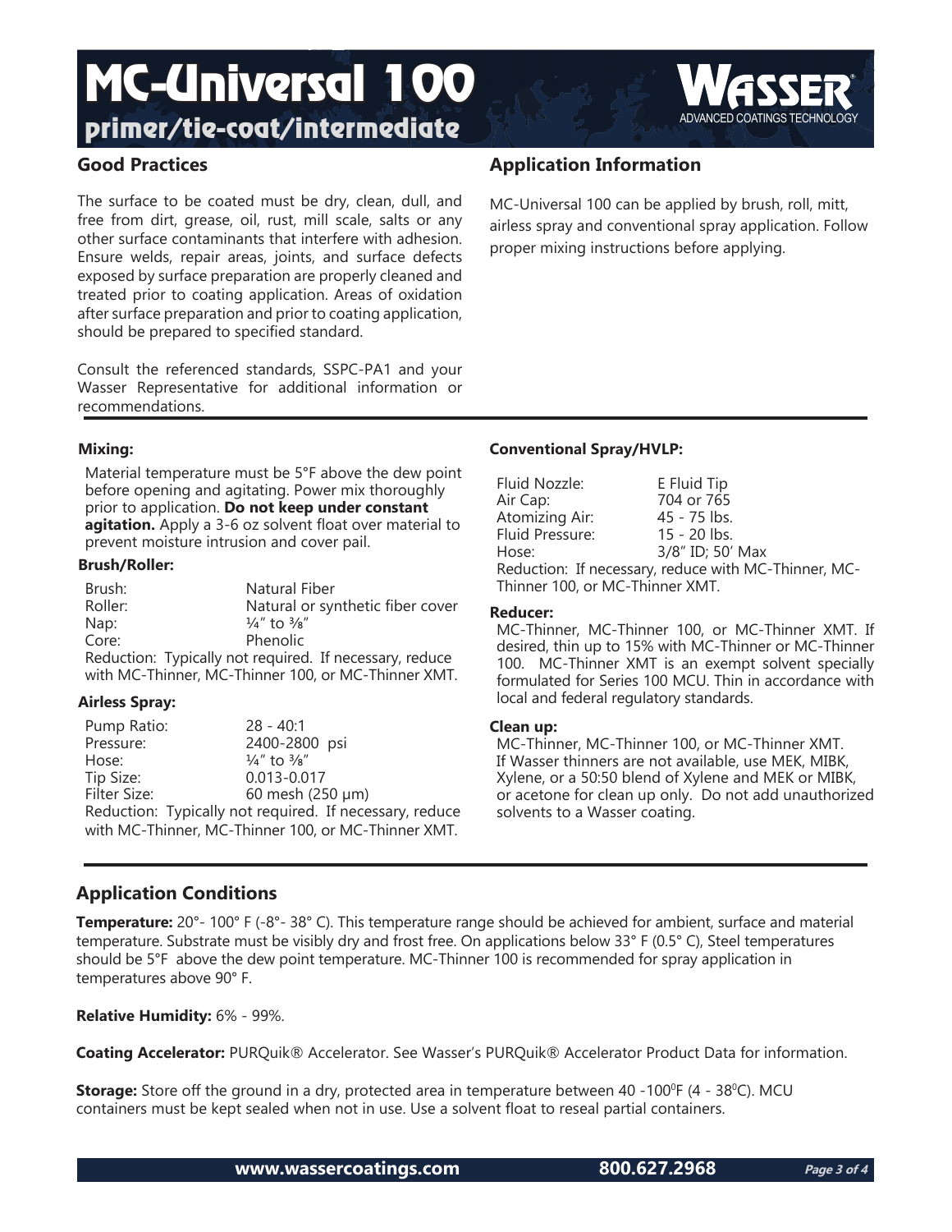# MC-Universal 100

## primer/tie-coat/intermediate

WASSER® ADVANCED COATINGS TECHNOLOGY

## Good Practices

The surface to be coated must be dry, clean, dull, and free from dirt, grease, oil, rust, mill scale, salts or any other surface contaminants that interfere with adhesion. Ensure welds, repair areas, joints, and surface defects exposed by surface preparation are properly cleaned and treated prior to coating application. Areas of oxidation after surface preparation and prior to coating application, should be prepared to specified standard.

Consult the referenced standards, SSPC-PA1 and your Wasser Representative for additional information or recommendations.

## Application Information

MC-Universal 100 can be applied by brush, roll, mitt, airless spray and conventional spray application. Follow proper mixing instructions before applying.

### Mixing:

Material temperature must be 5°F above the dew point before opening and agitating. Power mix thoroughly prior to application. **Do not keep under constant agitation.** Apply a 3-6 oz solvent float over material to prevent moisture intrusion and cover pail.

### Brush/Roller:

| | |
|---|---|
| Brush: | Natural Fiber |
| Roller: | Natural or synthetic fiber cover |
| Nap: | ¼" to ⅜" |
| Core: | Phenolic |

Reduction: Typically not required. If necessary, reduce with MC-Thinner, MC-Thinner 100, or MC-Thinner XMT.

### Airless Spray:

| | |
|---|---|
| Pump Ratio: | 28 - 40:1 |
| Pressure: | 2400-2800 psi |
| Hose: | ¼" to ⅜" |
| Tip Size: | 0.013-0.017 |
| Filter Size: | 60 mesh (250 µm) |

Reduction: Typically not required. If necessary, reduce with MC-Thinner, MC-Thinner 100, or MC-Thinner XMT.

### Conventional Spray/HVLP:

| | |
|---|---|
| Fluid Nozzle: | E Fluid Tip |
| Air Cap: | 704 or 765 |
| Atomizing Air: | 45 - 75 lbs. |
| Fluid Pressure: | 15 - 20 lbs. |
| Hose: | 3/8" ID; 50' Max |

Reduction: If necessary, reduce with MC-Thinner, MC-Thinner 100, or MC-Thinner XMT.

### Reducer:

MC-Thinner, MC-Thinner 100, or MC-Thinner XMT. If desired, thin up to 15% with MC-Thinner or MC-Thinner 100. MC-Thinner XMT is an exempt solvent specially formulated for Series 100 MCU. Thin in accordance with local and federal regulatory standards.

### Clean up:

MC-Thinner, MC-Thinner 100, or MC-Thinner XMT. If Wasser thinners are not available, use MEK, MIBK, Xylene, or a 50:50 blend of Xylene and MEK or MIBK, or acetone for clean up only. Do not add unauthorized solvents to a Wasser coating.

## Application Conditions

**Temperature:** 20°- 100° F (-8°- 38° C). This temperature range should be achieved for ambient, surface and material temperature. Substrate must be visibly dry and frost free. On applications below 33° F (0.5° C), Steel temperatures should be 5°F above the dew point temperature. MC-Thinner 100 is recommended for spray application in temperatures above 90° F.

**Relative Humidity:** 6% - 99%.

**Coating Accelerator:** PURQuik® Accelerator. See Wasser's PURQuik® Accelerator Product Data for information.

**Storage:** Store off the ground in a dry, protected area in temperature between 40 -100°F (4 - 38°C). MCU containers must be kept sealed when not in use. Use a solvent float to reseal partial containers.

www.wassercoatings.com 800.627.2968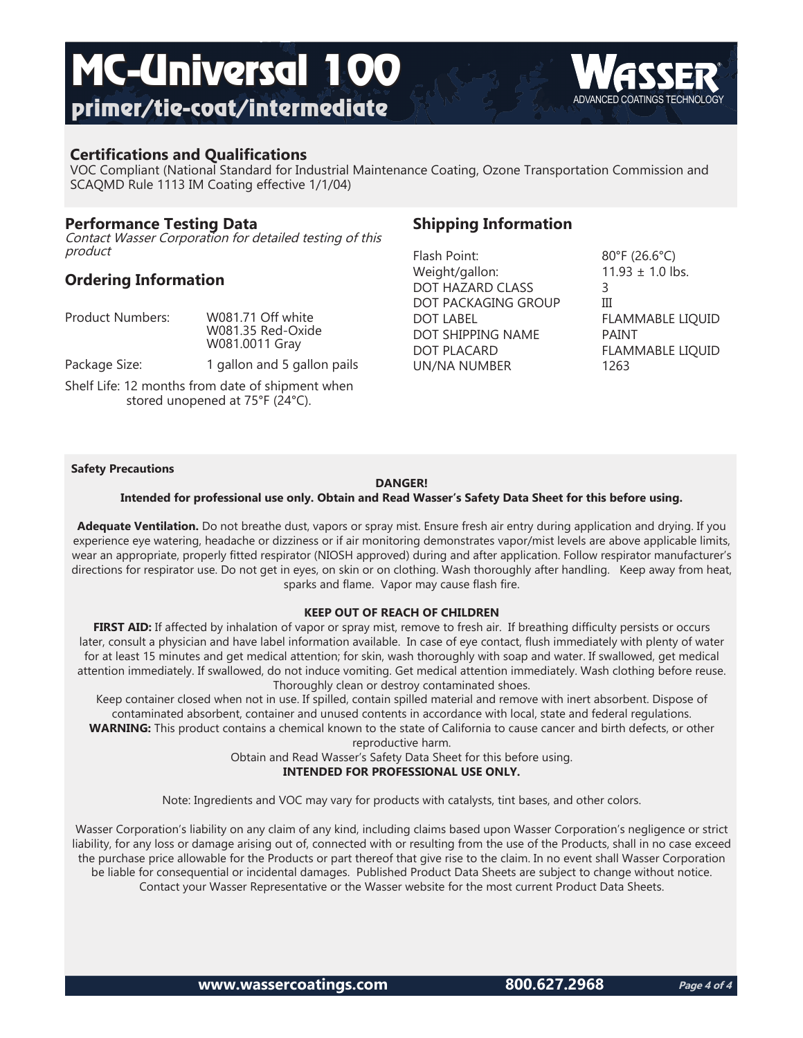# MC-Universal 100

## primer/tie-coat/intermediate

WASSER®
ADVANCED COATINGS TECHNOLOGY

## Certifications and Qualifications

VOC Compliant (National Standard for Industrial Maintenance Coating, Ozone Transportation Commission and SCAQMD Rule 1113 IM Coating effective 1/1/04)

## Performance Testing Data

*Contact Wasser Corporation for detailed testing of this product*

## Ordering Information

| | |
|---|---|
| Product Numbers: | W081.71 Off white<br>W081.35 Red-Oxide<br>W081.0011 Gray |
| Package Size: | 1 gallon and 5 gallon pails |

Shelf Life: 12 months from date of shipment when stored unopened at 75°F (24°C).

## Shipping Information

| | |
|---|---|
| Flash Point: | 80°F (26.6°C) |
| Weight/gallon: | 11.93 ± 1.0 lbs. |
| DOT HAZARD CLASS | 3 |
| DOT PACKAGING GROUP | III |
| DOT LABEL | FLAMMABLE LIQUID |
| DOT SHIPPING NAME | PAINT |
| DOT PLACARD | FLAMMABLE LIQUID |
| UN/NA NUMBER | 1263 |

### Safety Precautions

**DANGER!**

**Intended for professional use only. Obtain and Read Wasser's Safety Data Sheet for this before using.**

**Adequate Ventilation.** Do not breathe dust, vapors or spray mist. Ensure fresh air entry during application and drying. If you experience eye watering, headache or dizziness or if air monitoring demonstrates vapor/mist levels are above applicable limits, wear an appropriate, properly fitted respirator (NIOSH approved) during and after application. Follow respirator manufacturer's directions for respirator use. Do not get in eyes, on skin or on clothing. Wash thoroughly after handling. Keep away from heat, sparks and flame. Vapor may cause flash fire.

**KEEP OUT OF REACH OF CHILDREN**

**FIRST AID:** If affected by inhalation of vapor or spray mist, remove to fresh air. If breathing difficulty persists or occurs later, consult a physician and have label information available. In case of eye contact, flush immediately with plenty of water for at least 15 minutes and get medical attention; for skin, wash thoroughly with soap and water. If swallowed, get medical attention immediately. If swallowed, do not induce vomiting. Get medical attention immediately. Wash clothing before reuse. Thoroughly clean or destroy contaminated shoes.

Keep container closed when not in use. If spilled, contain spilled material and remove with inert absorbent. Dispose of contaminated absorbent, container and unused contents in accordance with local, state and federal regulations.

**WARNING:** This product contains a chemical known to the state of California to cause cancer and birth defects, or other reproductive harm.

Obtain and Read Wasser's Safety Data Sheet for this before using.

**INTENDED FOR PROFESSIONAL USE ONLY.**

Note: Ingredients and VOC may vary for products with catalysts, tint bases, and other colors.

Wasser Corporation's liability on any claim of any kind, including claims based upon Wasser Corporation's negligence or strict liability, for any loss or damage arising out of, connected with or resulting from the use of the Products, shall in no case exceed the purchase price allowable for the Products or part thereof that give rise to the claim. In no event shall Wasser Corporation be liable for consequential or incidental damages. Published Product Data Sheets are subject to change without notice. Contact your Wasser Representative or the Wasser website for the most current Product Data Sheets.

**www.wassercoatings.com** **800.627.2968**